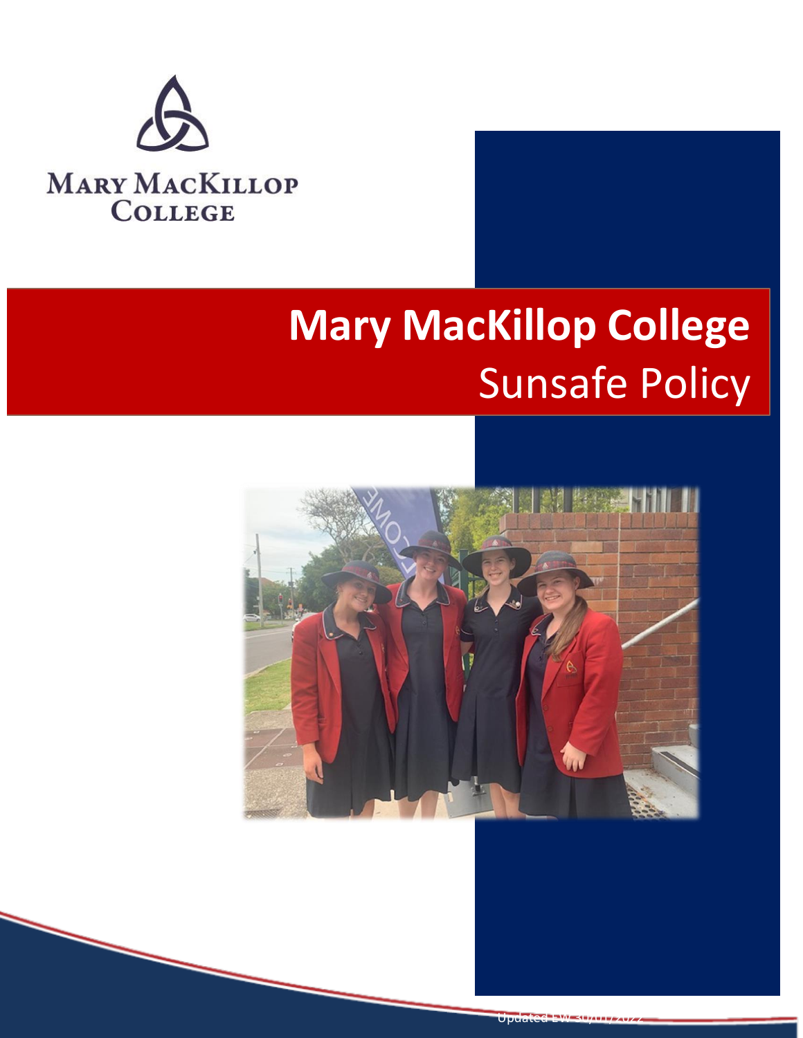MARY MACKILLOP COLLEGE

# Mary MacKillop College
## Sunsafe Policy

Updated EW 30/11/2022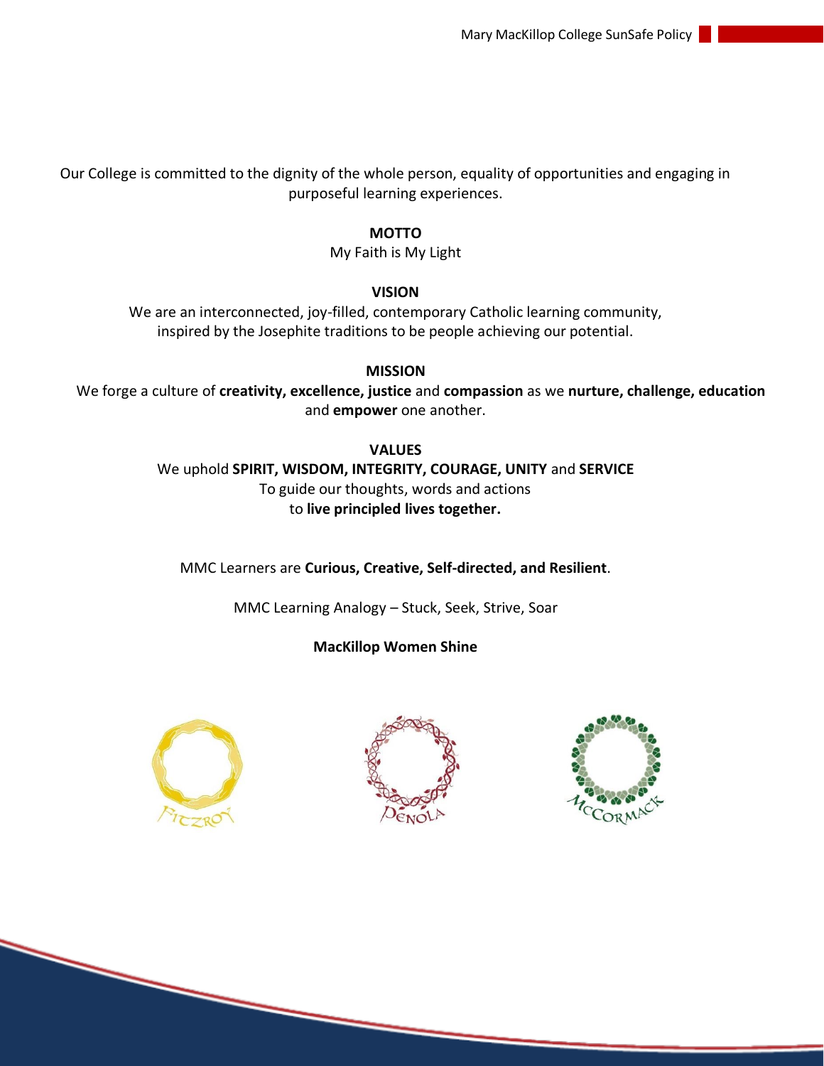Our College is committed to the dignity of the whole person, equality of opportunities and engaging in purposeful learning experiences.

**MOTTO**

My Faith is My Light

**VISION**

We are an interconnected, joy-filled, contemporary Catholic learning community, inspired by the Josephite traditions to be people achieving our potential.

**MISSION**

We forge a culture of **creativity, excellence, justice** and **compassion** as we **nurture, challenge, education** and **empower** one another.

**VALUES**

We uphold **SPIRIT, WISDOM, INTEGRITY, COURAGE, UNITY** and **SERVICE**
To guide our thoughts, words and actions
to **live principled lives together.**

MMC Learners are **Curious, Creative, Self-directed, and Resilient**.

MMC Learning Analogy – Stuck, Seek, Strive, Soar

**MacKillop Women Shine**

FITZROY DENOLA MCCORMACK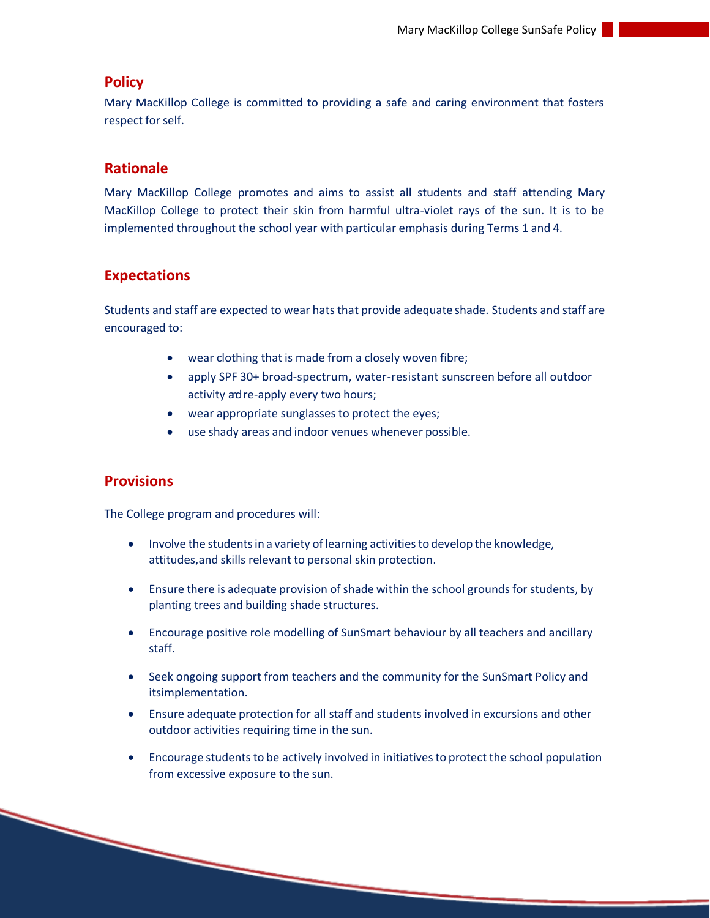## Policy

Mary MacKillop College is committed to providing a safe and caring environment that fosters respect for self.

## Rationale

Mary MacKillop College promotes and aims to assist all students and staff attending Mary MacKillop College to protect their skin from harmful ultra-violet rays of the sun. It is to be implemented throughout the school year with particular emphasis during Terms 1 and 4.

## Expectations

Students and staff are expected to wear hats that provide adequate shade. Students and staff are encouraged to:

- wear clothing that is made from a closely woven fibre;
- apply SPF 30+ broad-spectrum, water-resistant sunscreen before all outdoor activity and re-apply every two hours;
- wear appropriate sunglasses to protect the eyes;
- use shady areas and indoor venues whenever possible.

## Provisions

The College program and procedures will:

- Involve the students in a variety of learning activities to develop the knowledge, attitudes,and skills relevant to personal skin protection.
- Ensure there is adequate provision of shade within the school grounds for students, by planting trees and building shade structures.
- Encourage positive role modelling of SunSmart behaviour by all teachers and ancillary staff.
- Seek ongoing support from teachers and the community for the SunSmart Policy and itsimplementation.
- Ensure adequate protection for all staff and students involved in excursions and other outdoor activities requiring time in the sun.
- Encourage students to be actively involved in initiatives to protect the school population from excessive exposure to the sun.